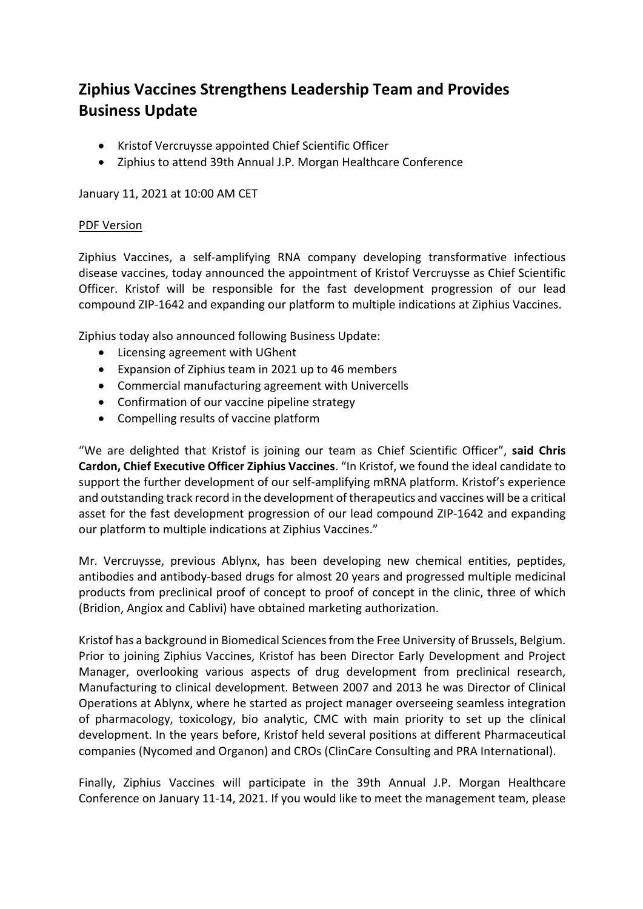# Ziphius Vaccines Strengthens Leadership Team and Provides Business Update

- Kristof Vercruysse appointed Chief Scientific Officer
- Ziphius to attend 39th Annual J.P. Morgan Healthcare Conference

January 11, 2021 at 10:00 AM CET

PDF Version

Ziphius Vaccines, a self-amplifying RNA company developing transformative infectious disease vaccines, today announced the appointment of Kristof Vercruysse as Chief Scientific Officer. Kristof will be responsible for the fast development progression of our lead compound ZIP-1642 and expanding our platform to multiple indications at Ziphius Vaccines.

Ziphius today also announced following Business Update:

- Licensing agreement with UGhent
- Expansion of Ziphius team in 2021 up to 46 members
- Commercial manufacturing agreement with Univercells
- Confirmation of our vaccine pipeline strategy
- Compelling results of vaccine platform

"We are delighted that Kristof is joining our team as Chief Scientific Officer", **said Chris Cardon, Chief Executive Officer Ziphius Vaccines**. "In Kristof, we found the ideal candidate to support the further development of our self-amplifying mRNA platform. Kristof's experience and outstanding track record in the development of therapeutics and vaccines will be a critical asset for the fast development progression of our lead compound ZIP-1642 and expanding our platform to multiple indications at Ziphius Vaccines."

Mr. Vercruysse, previous Ablynx, has been developing new chemical entities, peptides, antibodies and antibody-based drugs for almost 20 years and progressed multiple medicinal products from preclinical proof of concept to proof of concept in the clinic, three of which (Bridion, Angiox and Cablivi) have obtained marketing authorization.

Kristof has a background in Biomedical Sciences from the Free University of Brussels, Belgium. Prior to joining Ziphius Vaccines, Kristof has been Director Early Development and Project Manager, overlooking various aspects of drug development from preclinical research, Manufacturing to clinical development. Between 2007 and 2013 he was Director of Clinical Operations at Ablynx, where he started as project manager overseeing seamless integration of pharmacology, toxicology, bio analytic, CMC with main priority to set up the clinical development. In the years before, Kristof held several positions at different Pharmaceutical companies (Nycomed and Organon) and CROs (ClinCare Consulting and PRA International).

Finally, Ziphius Vaccines will participate in the 39th Annual J.P. Morgan Healthcare Conference on January 11-14, 2021. If you would like to meet the management team, please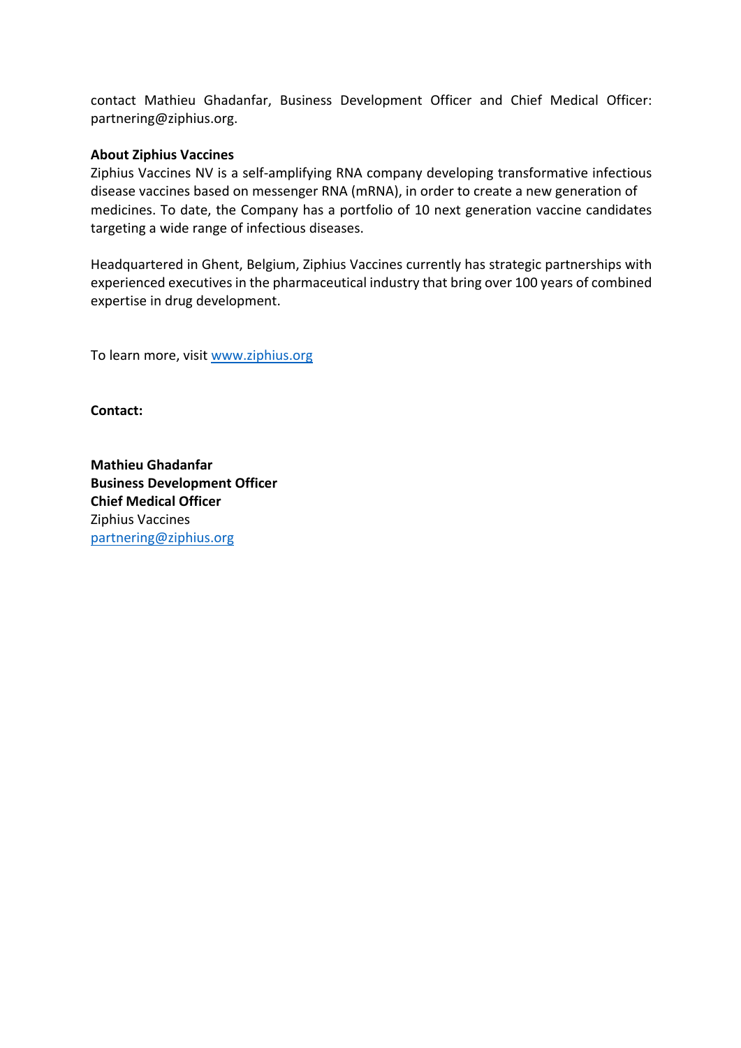contact Mathieu Ghadanfar, Business Development Officer and Chief Medical Officer: partnering@ziphius.org.

**About Ziphius Vaccines**

Ziphius Vaccines NV is a self-amplifying RNA company developing transformative infectious disease vaccines based on messenger RNA (mRNA), in order to create a new generation of medicines. To date, the Company has a portfolio of 10 next generation vaccine candidates targeting a wide range of infectious diseases.

Headquartered in Ghent, Belgium, Ziphius Vaccines currently has strategic partnerships with experienced executives in the pharmaceutical industry that bring over 100 years of combined expertise in drug development.

To learn more, visit [www.ziphius.org](http://www.ziphius.org)

**Contact:**

**Mathieu Ghadanfar**
**Business Development Officer**
**Chief Medical Officer**
Ziphius Vaccines
[partnering@ziphius.org](mailto:partnering@ziphius.org)